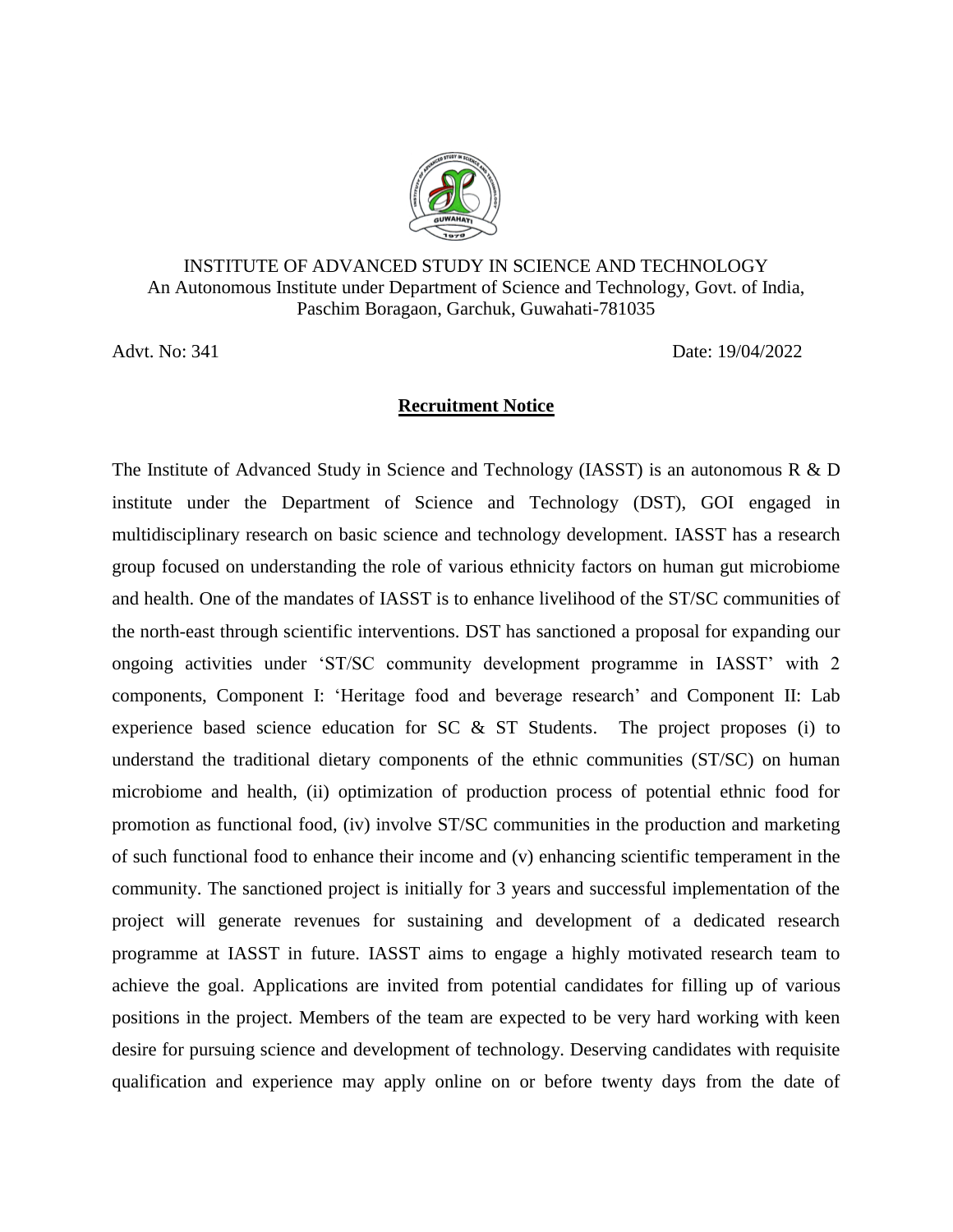INSTITUTE OF ADVANCED STUDY IN SCIENCE AND TECHNOLOGY
An Autonomous Institute under Department of Science and Technology, Govt. of India,
Paschim Boragaon, Garchuk, Guwahati-781035

Advt. No: 341 Date: 19/04/2022

## Recruitment Notice

The Institute of Advanced Study in Science and Technology (IASST) is an autonomous R & D institute under the Department of Science and Technology (DST), GOI engaged in multidisciplinary research on basic science and technology development. IASST has a research group focused on understanding the role of various ethnicity factors on human gut microbiome and health. One of the mandates of IASST is to enhance livelihood of the ST/SC communities of the north-east through scientific interventions. DST has sanctioned a proposal for expanding our ongoing activities under 'ST/SC community development programme in IASST' with 2 components, Component I: 'Heritage food and beverage research' and Component II: Lab experience based science education for SC & ST Students. The project proposes (i) to understand the traditional dietary components of the ethnic communities (ST/SC) on human microbiome and health, (ii) optimization of production process of potential ethnic food for promotion as functional food, (iv) involve ST/SC communities in the production and marketing of such functional food to enhance their income and (v) enhancing scientific temperament in the community. The sanctioned project is initially for 3 years and successful implementation of the project will generate revenues for sustaining and development of a dedicated research programme at IASST in future. IASST aims to engage a highly motivated research team to achieve the goal. Applications are invited from potential candidates for filling up of various positions in the project. Members of the team are expected to be very hard working with keen desire for pursuing science and development of technology. Deserving candidates with requisite qualification and experience may apply online on or before twenty days from the date of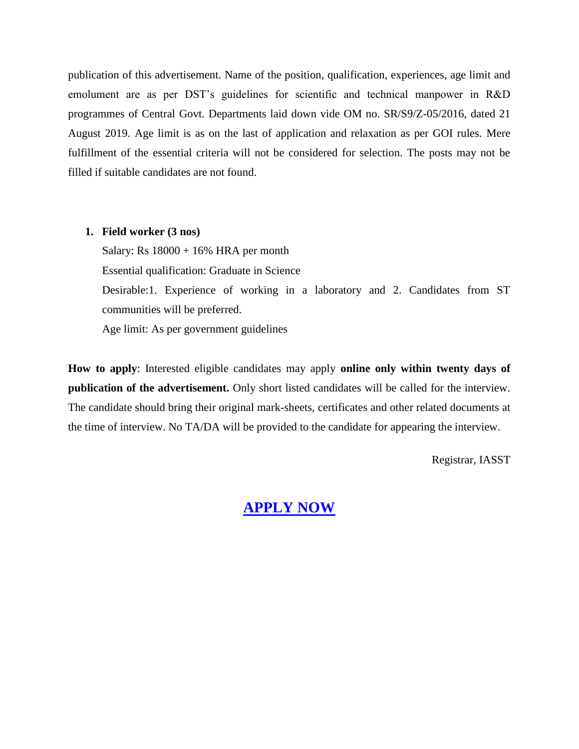publication of this advertisement. Name of the position, qualification, experiences, age limit and emolument are as per DST's guidelines for scientific and technical manpower in R&D programmes of Central Govt. Departments laid down vide OM no. SR/S9/Z-05/2016, dated 21 August 2019. Age limit is as on the last of application and relaxation as per GOI rules. Mere fulfillment of the essential criteria will not be considered for selection. The posts may not be filled if suitable candidates are not found.

1. **Field worker (3 nos)**

   Salary: Rs 18000 + 16% HRA per month

   Essential qualification: Graduate in Science

   Desirable:1. Experience of working in a laboratory and 2. Candidates from ST communities will be preferred.

   Age limit: As per government guidelines

**How to apply**: Interested eligible candidates may apply **online only within twenty days of publication of the advertisement.** Only short listed candidates will be called for the interview. The candidate should bring their original mark-sheets, certificates and other related documents at the time of interview. No TA/DA will be provided to the candidate for appearing the interview.

Registrar, IASST

**APPLY NOW**